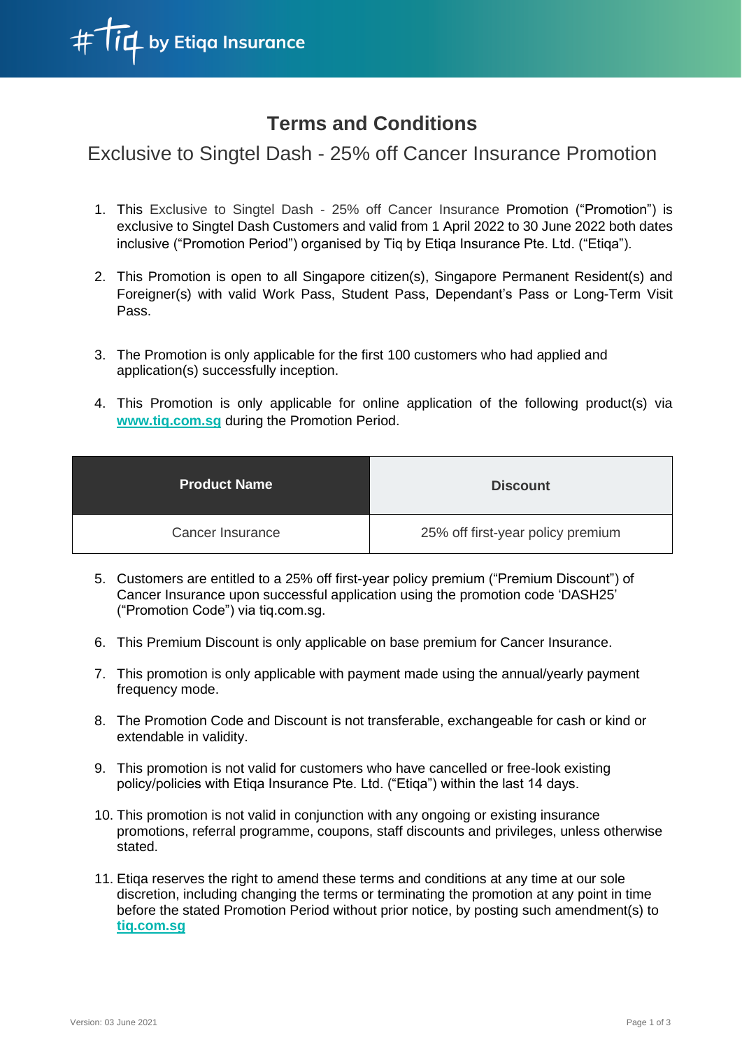# Terms and Conditions

## Exclusive to Singtel Dash - 25% off Cancer Insurance Promotion

1. This Exclusive to Singtel Dash - 25% off Cancer Insurance Promotion ("Promotion") is exclusive to Singtel Dash Customers and valid from 1 April 2022 to 30 June 2022 both dates inclusive ("Promotion Period") organised by Tiq by Etiqa Insurance Pte. Ltd. ("Etiqa").

2. This Promotion is open to all Singapore citizen(s), Singapore Permanent Resident(s) and Foreigner(s) with valid Work Pass, Student Pass, Dependant's Pass or Long-Term Visit Pass.

3. The Promotion is only applicable for the first 100 customers who had applied and application(s) successfully inception.

4. This Promotion is only applicable for online application of the following product(s) via **www.tiq.com.sg** during the Promotion Period.

| Product Name | Discount |
|---|---|
| Cancer Insurance | 25% off first-year policy premium |

5. Customers are entitled to a 25% off first-year policy premium ("Premium Discount") of Cancer Insurance upon successful application using the promotion code 'DASH25' ("Promotion Code") via tiq.com.sg.

6. This Premium Discount is only applicable on base premium for Cancer Insurance.

7. This promotion is only applicable with payment made using the annual/yearly payment frequency mode.

8. The Promotion Code and Discount is not transferable, exchangeable for cash or kind or extendable in validity.

9. This promotion is not valid for customers who have cancelled or free-look existing policy/policies with Etiqa Insurance Pte. Ltd. ("Etiqa") within the last 14 days.

10. This promotion is not valid in conjunction with any ongoing or existing insurance promotions, referral programme, coupons, staff discounts and privileges, unless otherwise stated.

11. Etiqa reserves the right to amend these terms and conditions at any time at our sole discretion, including changing the terms or terminating the promotion at any point in time before the stated Promotion Period without prior notice, by posting such amendment(s) to **tiq.com.sg**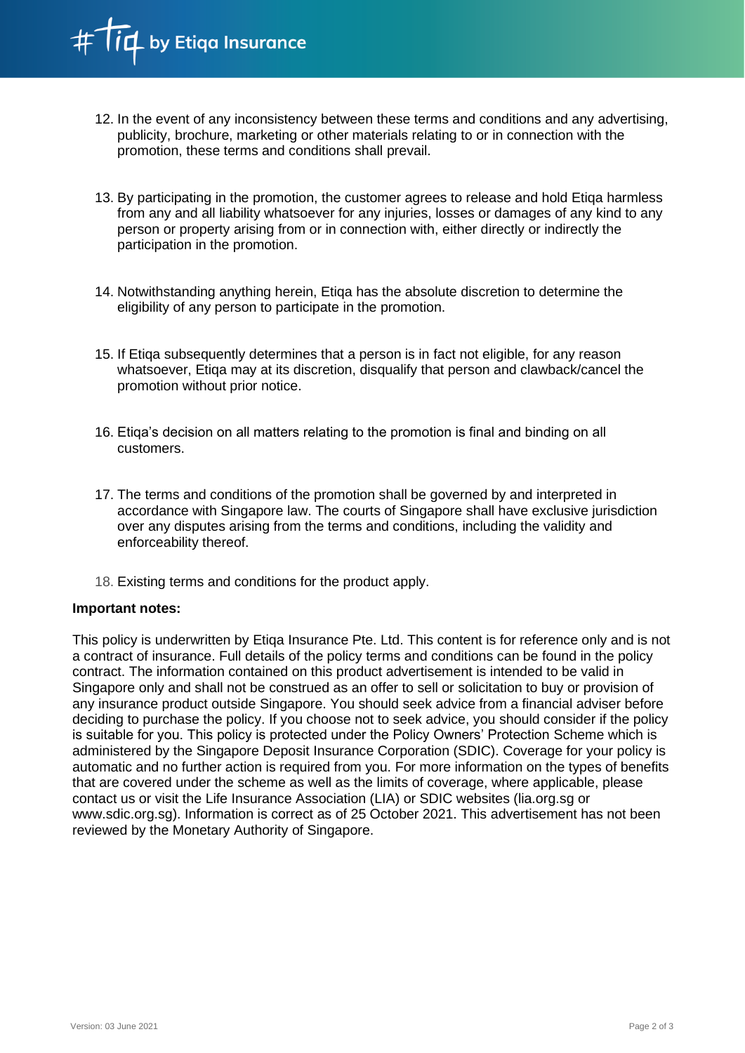12. In the event of any inconsistency between these terms and conditions and any advertising, publicity, brochure, marketing or other materials relating to or in connection with the promotion, these terms and conditions shall prevail.

13. By participating in the promotion, the customer agrees to release and hold Etiqa harmless from any and all liability whatsoever for any injuries, losses or damages of any kind to any person or property arising from or in connection with, either directly or indirectly the participation in the promotion.

14. Notwithstanding anything herein, Etiqa has the absolute discretion to determine the eligibility of any person to participate in the promotion.

15. If Etiqa subsequently determines that a person is in fact not eligible, for any reason whatsoever, Etiqa may at its discretion, disqualify that person and clawback/cancel the promotion without prior notice.

16. Etiqa's decision on all matters relating to the promotion is final and binding on all customers.

17. The terms and conditions of the promotion shall be governed by and interpreted in accordance with Singapore law. The courts of Singapore shall have exclusive jurisdiction over any disputes arising from the terms and conditions, including the validity and enforceability thereof.

18. Existing terms and conditions for the product apply.

**Important notes:**

This policy is underwritten by Etiqa Insurance Pte. Ltd. This content is for reference only and is not a contract of insurance. Full details of the policy terms and conditions can be found in the policy contract. The information contained on this product advertisement is intended to be valid in Singapore only and shall not be construed as an offer to sell or solicitation to buy or provision of any insurance product outside Singapore. You should seek advice from a financial adviser before deciding to purchase the policy. If you choose not to seek advice, you should consider if the policy is suitable for you. This policy is protected under the Policy Owners' Protection Scheme which is administered by the Singapore Deposit Insurance Corporation (SDIC). Coverage for your policy is automatic and no further action is required from you. For more information on the types of benefits that are covered under the scheme as well as the limits of coverage, where applicable, please contact us or visit the Life Insurance Association (LIA) or SDIC websites (lia.org.sg or www.sdic.org.sg). Information is correct as of 25 October 2021. This advertisement has not been reviewed by the Monetary Authority of Singapore.